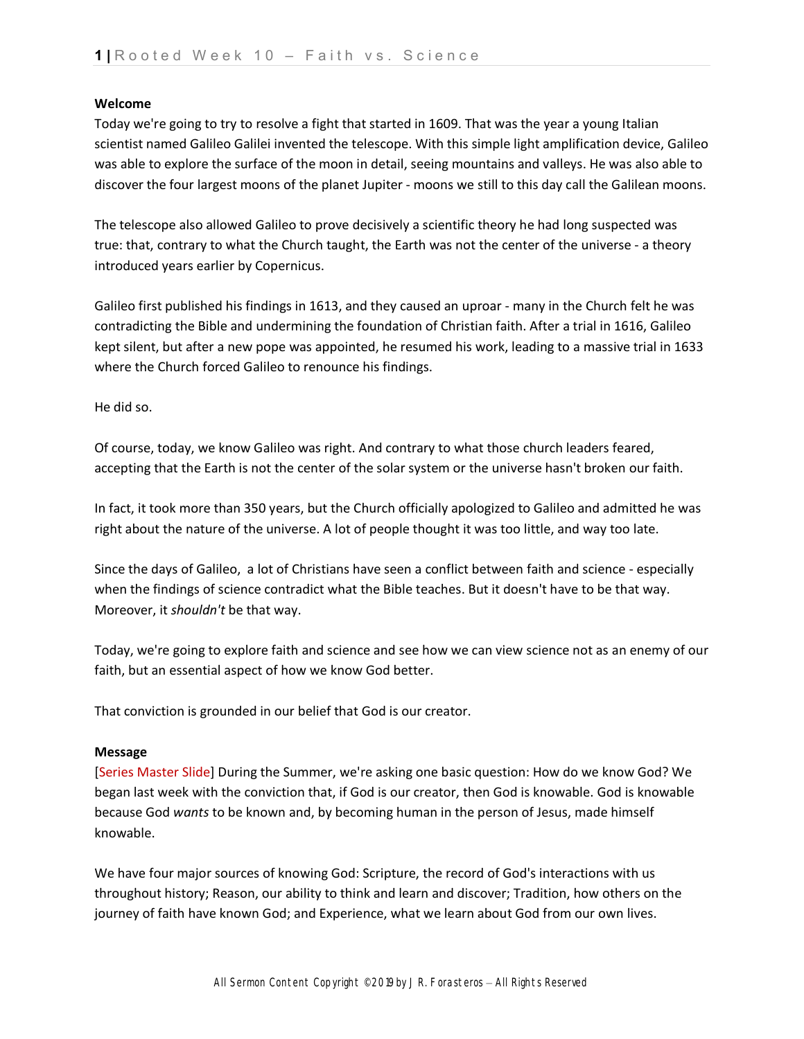**Welcome**

Today we're going to try to resolve a fight that started in 1609. That was the year a young Italian scientist named Galileo Galilei invented the telescope. With this simple light amplification device, Galileo was able to explore the surface of the moon in detail, seeing mountains and valleys. He was also able to discover the four largest moons of the planet Jupiter - moons we still to this day call the Galilean moons.

The telescope also allowed Galileo to prove decisively a scientific theory he had long suspected was true: that, contrary to what the Church taught, the Earth was not the center of the universe - a theory introduced years earlier by Copernicus.

Galileo first published his findings in 1613, and they caused an uproar - many in the Church felt he was contradicting the Bible and undermining the foundation of Christian faith. After a trial in 1616, Galileo kept silent, but after a new pope was appointed, he resumed his work, leading to a massive trial in 1633 where the Church forced Galileo to renounce his findings.

He did so.

Of course, today, we know Galileo was right. And contrary to what those church leaders feared, accepting that the Earth is not the center of the solar system or the universe hasn't broken our faith.

In fact, it took more than 350 years, but the Church officially apologized to Galileo and admitted he was right about the nature of the universe. A lot of people thought it was too little, and way too late.

Since the days of Galileo, a lot of Christians have seen a conflict between faith and science - especially when the findings of science contradict what the Bible teaches. But it doesn't have to be that way. Moreover, it *shouldn't* be that way.

Today, we're going to explore faith and science and see how we can view science not as an enemy of our faith, but an essential aspect of how we know God better.

That conviction is grounded in our belief that God is our creator.

**Message**

[Series Master Slide] During the Summer, we're asking one basic question: How do we know God? We began last week with the conviction that, if God is our creator, then God is knowable. God is knowable because God *wants* to be known and, by becoming human in the person of Jesus, made himself knowable.

We have four major sources of knowing God: Scripture, the record of God's interactions with us throughout history; Reason, our ability to think and learn and discover; Tradition, how others on the journey of faith have known God; and Experience, what we learn about God from our own lives.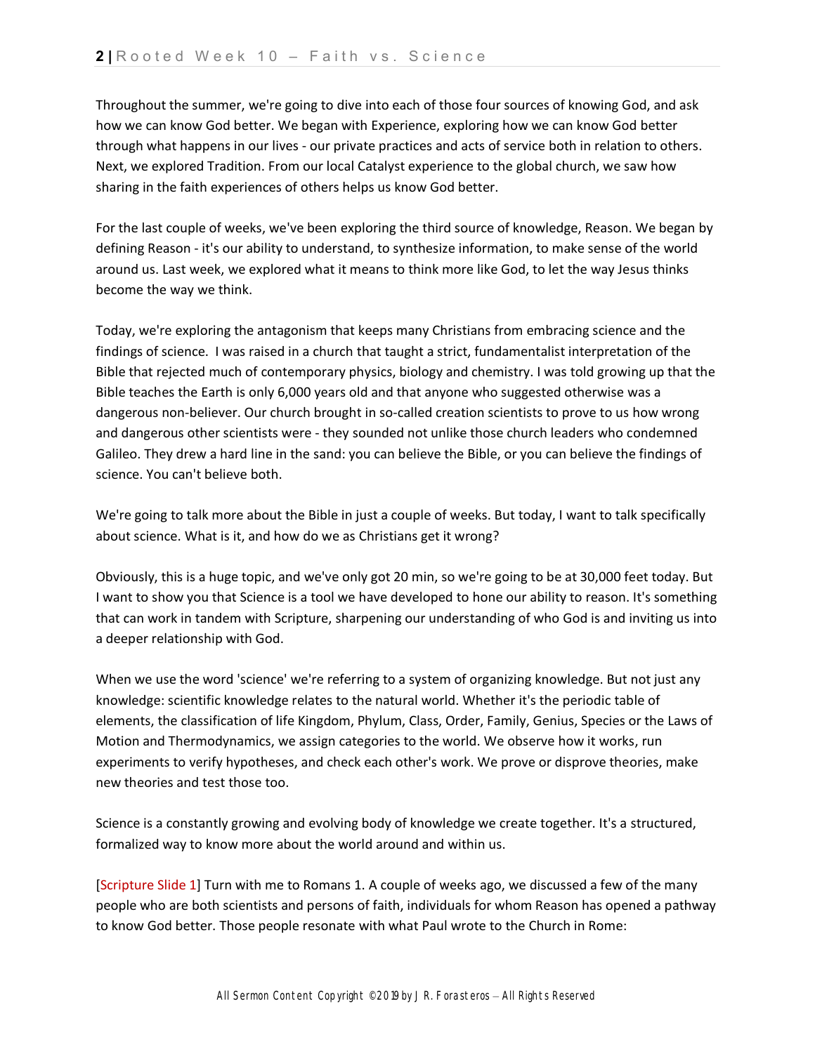Throughout the summer, we're going to dive into each of those four sources of knowing God, and ask how we can know God better. We began with Experience, exploring how we can know God better through what happens in our lives - our private practices and acts of service both in relation to others. Next, we explored Tradition. From our local Catalyst experience to the global church, we saw how sharing in the faith experiences of others helps us know God better.

For the last couple of weeks, we've been exploring the third source of knowledge, Reason. We began by defining Reason - it's our ability to understand, to synthesize information, to make sense of the world around us. Last week, we explored what it means to think more like God, to let the way Jesus thinks become the way we think.

Today, we're exploring the antagonism that keeps many Christians from embracing science and the findings of science. I was raised in a church that taught a strict, fundamentalist interpretation of the Bible that rejected much of contemporary physics, biology and chemistry. I was told growing up that the Bible teaches the Earth is only 6,000 years old and that anyone who suggested otherwise was a dangerous non-believer. Our church brought in so-called creation scientists to prove to us how wrong and dangerous other scientists were - they sounded not unlike those church leaders who condemned Galileo. They drew a hard line in the sand: you can believe the Bible, or you can believe the findings of science. You can't believe both.

We're going to talk more about the Bible in just a couple of weeks. But today, I want to talk specifically about science. What is it, and how do we as Christians get it wrong?

Obviously, this is a huge topic, and we've only got 20 min, so we're going to be at 30,000 feet today. But I want to show you that Science is a tool we have developed to hone our ability to reason. It's something that can work in tandem with Scripture, sharpening our understanding of who God is and inviting us into a deeper relationship with God.

When we use the word 'science' we're referring to a system of organizing knowledge. But not just any knowledge: scientific knowledge relates to the natural world. Whether it's the periodic table of elements, the classification of life Kingdom, Phylum, Class, Order, Family, Genius, Species or the Laws of Motion and Thermodynamics, we assign categories to the world. We observe how it works, run experiments to verify hypotheses, and check each other's work. We prove or disprove theories, make new theories and test those too.

Science is a constantly growing and evolving body of knowledge we create together. It's a structured, formalized way to know more about the world around and within us.

[Scripture Slide 1] Turn with me to Romans 1. A couple of weeks ago, we discussed a few of the many people who are both scientists and persons of faith, individuals for whom Reason has opened a pathway to know God better. Those people resonate with what Paul wrote to the Church in Rome: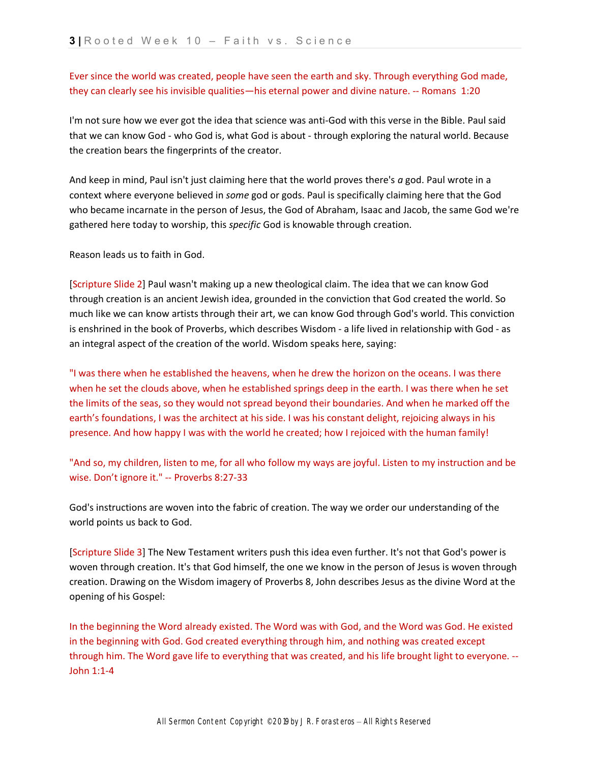Ever since the world was created, people have seen the earth and sky. Through everything God made, they can clearly see his invisible qualities—his eternal power and divine nature. -- Romans 1:20

I'm not sure how we ever got the idea that science was anti-God with this verse in the Bible. Paul said that we can know God - who God is, what God is about - through exploring the natural world. Because the creation bears the fingerprints of the creator.

And keep in mind, Paul isn't just claiming here that the world proves there's *a* god. Paul wrote in a context where everyone believed in *some* god or gods. Paul is specifically claiming here that the God who became incarnate in the person of Jesus, the God of Abraham, Isaac and Jacob, the same God we're gathered here today to worship, this *specific* God is knowable through creation.

Reason leads us to faith in God.

[Scripture Slide 2] Paul wasn't making up a new theological claim. The idea that we can know God through creation is an ancient Jewish idea, grounded in the conviction that God created the world. So much like we can know artists through their art, we can know God through God's world. This conviction is enshrined in the book of Proverbs, which describes Wisdom - a life lived in relationship with God - as an integral aspect of the creation of the world. Wisdom speaks here, saying:

"I was there when he established the heavens, when he drew the horizon on the oceans. I was there when he set the clouds above, when he established springs deep in the earth. I was there when he set the limits of the seas, so they would not spread beyond their boundaries. And when he marked off the earth's foundations, I was the architect at his side. I was his constant delight, rejoicing always in his presence. And how happy I was with the world he created; how I rejoiced with the human family!

"And so, my children, listen to me, for all who follow my ways are joyful. Listen to my instruction and be wise. Don't ignore it." -- Proverbs 8:27-33

God's instructions are woven into the fabric of creation. The way we order our understanding of the world points us back to God.

[Scripture Slide 3] The New Testament writers push this idea even further. It's not that God's power is woven through creation. It's that God himself, the one we know in the person of Jesus is woven through creation. Drawing on the Wisdom imagery of Proverbs 8, John describes Jesus as the divine Word at the opening of his Gospel:

In the beginning the Word already existed. The Word was with God, and the Word was God. He existed in the beginning with God. God created everything through him, and nothing was created except through him. The Word gave life to everything that was created, and his life brought light to everyone. -- John 1:1-4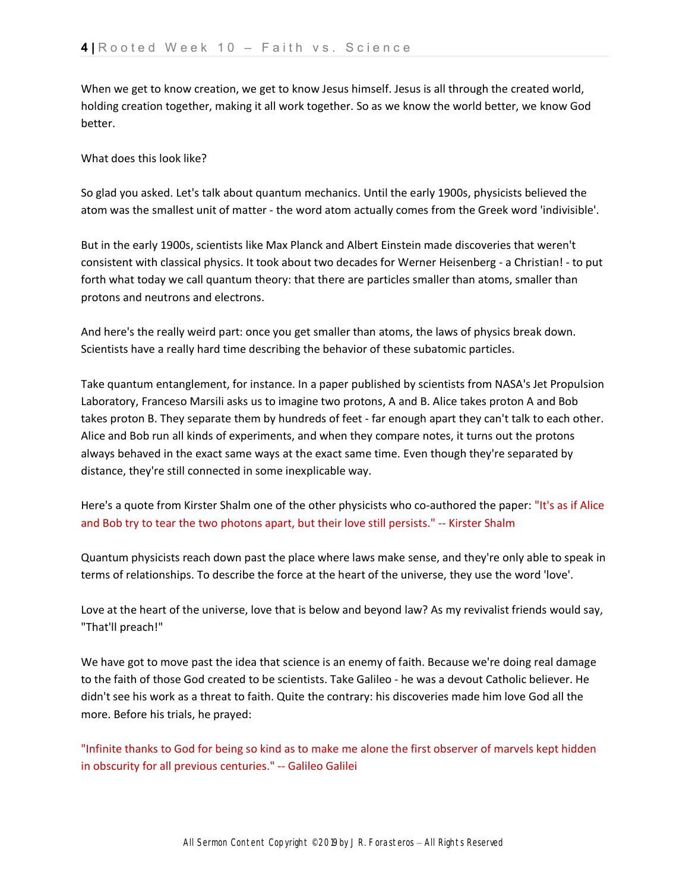When we get to know creation, we get to know Jesus himself. Jesus is all through the created world, holding creation together, making it all work together. So as we know the world better, we know God better.

What does this look like?

So glad you asked. Let's talk about quantum mechanics. Until the early 1900s, physicists believed the atom was the smallest unit of matter - the word atom actually comes from the Greek word 'indivisible'.

But in the early 1900s, scientists like Max Planck and Albert Einstein made discoveries that weren't consistent with classical physics. It took about two decades for Werner Heisenberg - a Christian! - to put forth what today we call quantum theory: that there are particles smaller than atoms, smaller than protons and neutrons and electrons.

And here's the really weird part: once you get smaller than atoms, the laws of physics break down. Scientists have a really hard time describing the behavior of these subatomic particles.

Take quantum entanglement, for instance. In a paper published by scientists from NASA's Jet Propulsion Laboratory, Franceso Marsili asks us to imagine two protons, A and B. Alice takes proton A and Bob takes proton B. They separate them by hundreds of feet - far enough apart they can't talk to each other. Alice and Bob run all kinds of experiments, and when they compare notes, it turns out the protons always behaved in the exact same ways at the exact same time. Even though they're separated by distance, they're still connected in some inexplicable way.

Here's a quote from Kirster Shalm one of the other physicists who co-authored the paper: "It's as if Alice and Bob try to tear the two photons apart, but their love still persists." -- Kirster Shalm

Quantum physicists reach down past the place where laws make sense, and they're only able to speak in terms of relationships. To describe the force at the heart of the universe, they use the word 'love'.

Love at the heart of the universe, love that is below and beyond law? As my revivalist friends would say, "That'll preach!"

We have got to move past the idea that science is an enemy of faith. Because we're doing real damage to the faith of those God created to be scientists. Take Galileo - he was a devout Catholic believer. He didn't see his work as a threat to faith. Quite the contrary: his discoveries made him love God all the more. Before his trials, he prayed:

"Infinite thanks to God for being so kind as to make me alone the first observer of marvels kept hidden in obscurity for all previous centuries." -- Galileo Galilei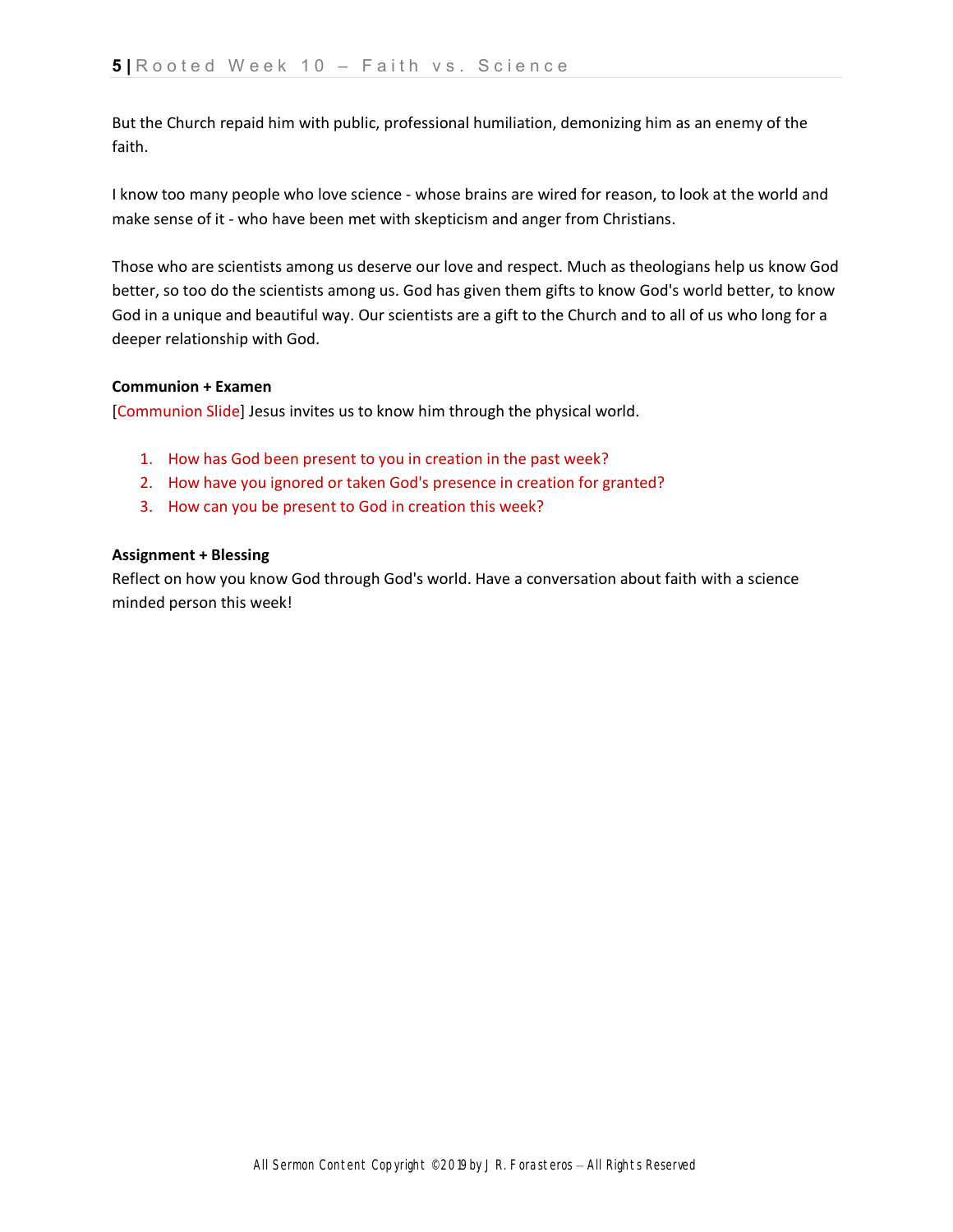But the Church repaid him with public, professional humiliation, demonizing him as an enemy of the faith.

I know too many people who love science - whose brains are wired for reason, to look at the world and make sense of it - who have been met with skepticism and anger from Christians.

Those who are scientists among us deserve our love and respect. Much as theologians help us know God better, so too do the scientists among us. God has given them gifts to know God's world better, to know God in a unique and beautiful way. Our scientists are a gift to the Church and to all of us who long for a deeper relationship with God.

**Communion + Examen**

[Communion Slide] Jesus invites us to know him through the physical world.

1. How has God been present to you in creation in the past week?
2. How have you ignored or taken God's presence in creation for granted?
3. How can you be present to God in creation this week?

**Assignment + Blessing**

Reflect on how you know God through God's world. Have a conversation about faith with a science minded person this week!

All Sermon Content Copyright ©2019 by J R. Forasteros – All Rights Reserved